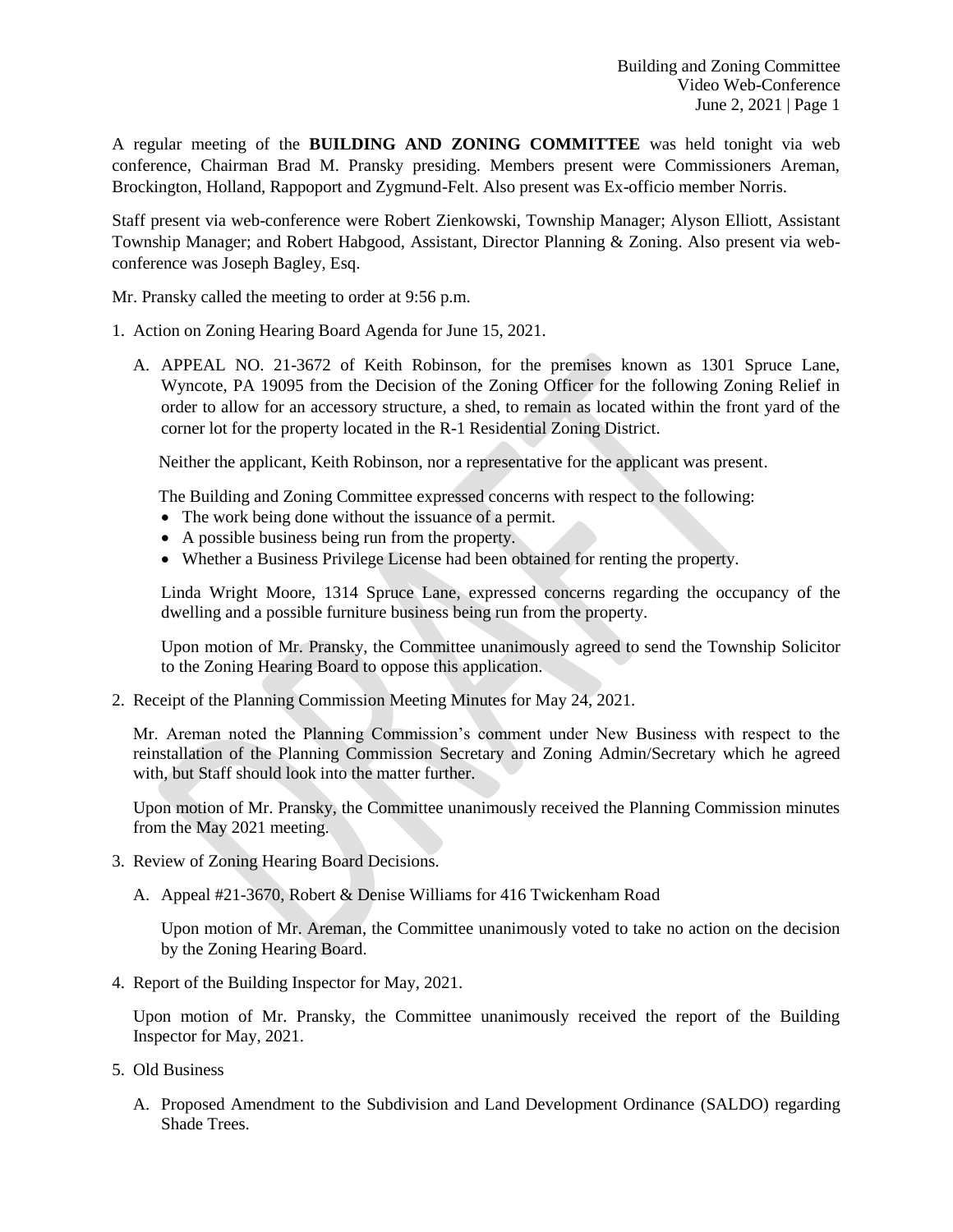A regular meeting of the **BUILDING AND ZONING COMMITTEE** was held tonight via web conference, Chairman Brad M. Pransky presiding. Members present were Commissioners Areman, Brockington, Holland, Rappoport and Zygmund-Felt. Also present was Ex-officio member Norris.

Staff present via web-conference were Robert Zienkowski, Township Manager; Alyson Elliott, Assistant Township Manager; and Robert Habgood, Assistant, Director Planning & Zoning. Also present via web-conference was Joseph Bagley, Esq.

Mr. Pransky called the meeting to order at 9:56 p.m.

1. Action on Zoning Hearing Board Agenda for June 15, 2021.

   A. APPEAL NO. 21-3672 of Keith Robinson, for the premises known as 1301 Spruce Lane, Wyncote, PA 19095 from the Decision of the Zoning Officer for the following Zoning Relief in order to allow for an accessory structure, a shed, to remain as located within the front yard of the corner lot for the property located in the R-1 Residential Zoning District.

   Neither the applicant, Keith Robinson, nor a representative for the applicant was present.

   The Building and Zoning Committee expressed concerns with respect to the following:
   - The work being done without the issuance of a permit.
   - A possible business being run from the property.
   - Whether a Business Privilege License had been obtained for renting the property.

   Linda Wright Moore, 1314 Spruce Lane, expressed concerns regarding the occupancy of the dwelling and a possible furniture business being run from the property.

   Upon motion of Mr. Pransky, the Committee unanimously agreed to send the Township Solicitor to the Zoning Hearing Board to oppose this application.

2. Receipt of the Planning Commission Meeting Minutes for May 24, 2021.

   Mr. Areman noted the Planning Commission's comment under New Business with respect to the reinstallation of the Planning Commission Secretary and Zoning Admin/Secretary which he agreed with, but Staff should look into the matter further.

   Upon motion of Mr. Pransky, the Committee unanimously received the Planning Commission minutes from the May 2021 meeting.

3. Review of Zoning Hearing Board Decisions.

   A. Appeal #21-3670, Robert & Denise Williams for 416 Twickenham Road

   Upon motion of Mr. Areman, the Committee unanimously voted to take no action on the decision by the Zoning Hearing Board.

4. Report of the Building Inspector for May, 2021.

   Upon motion of Mr. Pransky, the Committee unanimously received the report of the Building Inspector for May, 2021.

5. Old Business

   A. Proposed Amendment to the Subdivision and Land Development Ordinance (SALDO) regarding Shade Trees.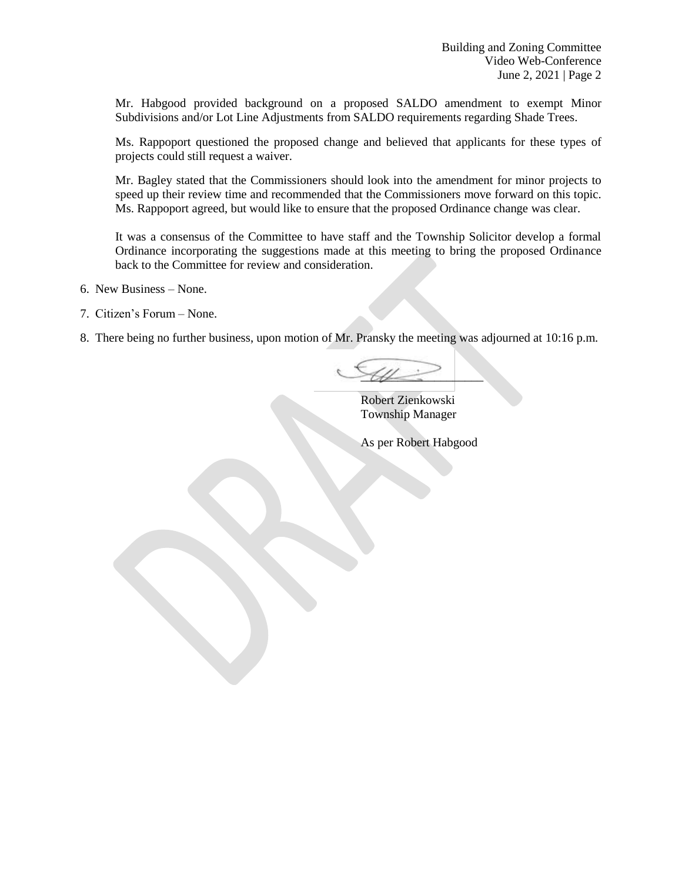Mr. Habgood provided background on a proposed SALDO amendment to exempt Minor Subdivisions and/or Lot Line Adjustments from SALDO requirements regarding Shade Trees.

Ms. Rappoport questioned the proposed change and believed that applicants for these types of projects could still request a waiver.

Mr. Bagley stated that the Commissioners should look into the amendment for minor projects to speed up their review time and recommended that the Commissioners move forward on this topic. Ms. Rappoport agreed, but would like to ensure that the proposed Ordinance change was clear.

It was a consensus of the Committee to have staff and the Township Solicitor develop a formal Ordinance incorporating the suggestions made at this meeting to bring the proposed Ordinance back to the Committee for review and consideration.

6. New Business – None.
7. Citizen's Forum – None.
8. There being no further business, upon motion of Mr. Pransky the meeting was adjourned at 10:16 p.m.

Robert Zienkowski
Township Manager

As per Robert Habgood